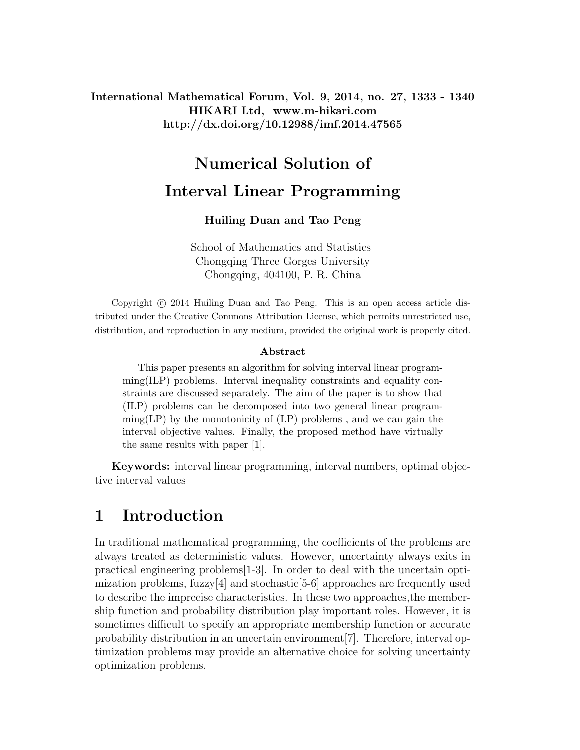International Mathematical Forum, Vol. 9, 2014, no. 27, 1333 - 1340
HIKARI Ltd, www.m-hikari.com
http://dx.doi.org/10.12988/imf.2014.47565

# Numerical Solution of Interval Linear Programming

**Huiling Duan and Tao Peng**

School of Mathematics and Statistics
Chongqing Three Gorges University
Chongqing, 404100, P. R. China

Copyright © 2014 Huiling Duan and Tao Peng. This is an open access article distributed under the Creative Commons Attribution License, which permits unrestricted use, distribution, and reproduction in any medium, provided the original work is properly cited.

**Abstract**

This paper presents an algorithm for solving interval linear programming(ILP) problems. Interval inequality constraints and equality constraints are discussed separately. The aim of the paper is to show that (ILP) problems can be decomposed into two general linear programming(LP) by the monotonicity of (LP) problems , and we can gain the interval objective values. Finally, the proposed method have virtually the same results with paper [1].

**Keywords:** interval linear programming, interval numbers, optimal objective interval values

# 1 Introduction

In traditional mathematical programming, the coefficients of the problems are always treated as deterministic values. However, uncertainty always exits in practical engineering problems[1-3]. In order to deal with the uncertain optimization problems, fuzzy[4] and stochastic[5-6] approaches are frequently used to describe the imprecise characteristics. In these two approaches,the membership function and probability distribution play important roles. However, it is sometimes difficult to specify an appropriate membership function or accurate probability distribution in an uncertain environment[7]. Therefore, interval optimization problems may provide an alternative choice for solving uncertainty optimization problems.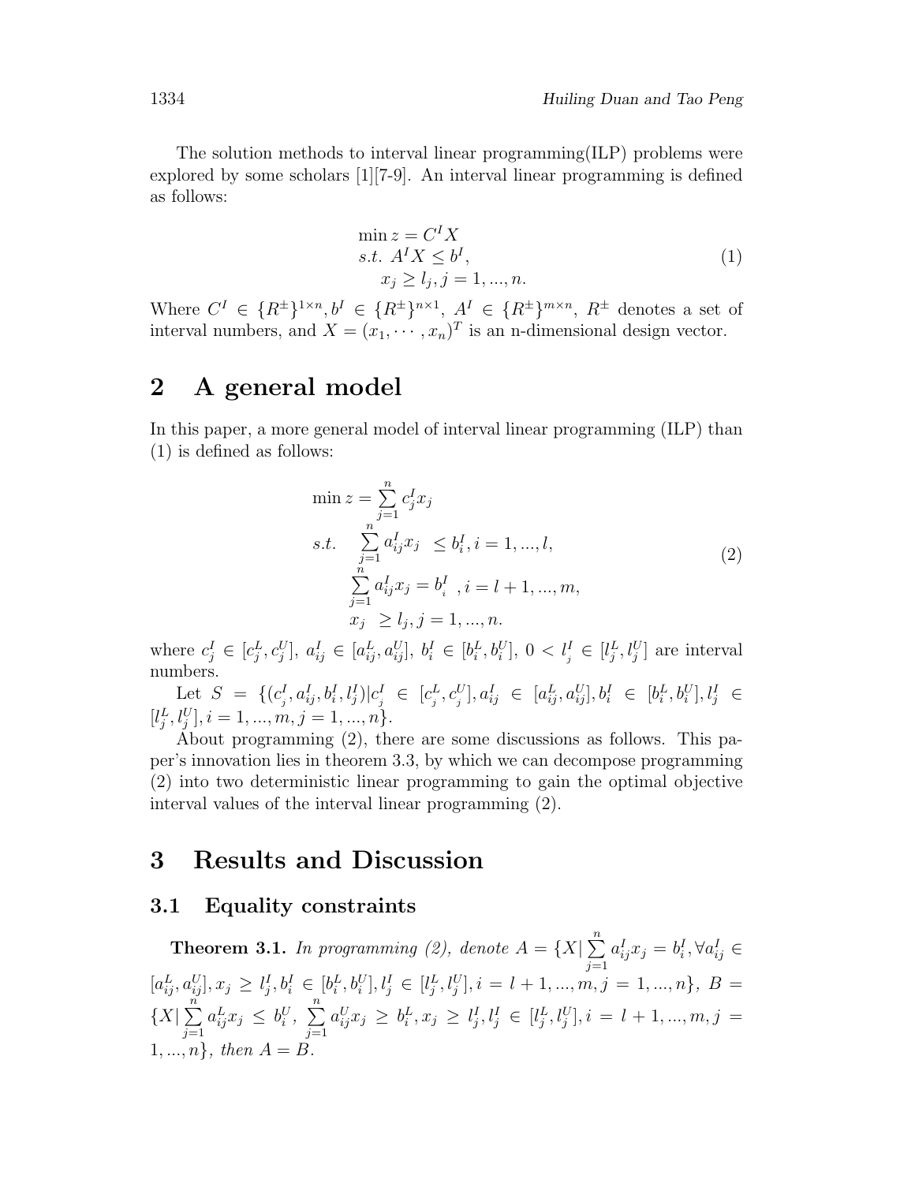The solution methods to interval linear programming(ILP) problems were explored by some scholars [1][7-9]. An interval linear programming is defined as follows:

$$\begin{array}{l} \min z = C^I X \\ s.t.\ A^I X \leq b^I, \\ \quad x_j \geq l_j, j = 1, ..., n. \end{array} \tag{1}$$

Where $C^I \in \{R^{\pm}\}^{1\times n}, b^I \in \{R^{\pm}\}^{n\times 1}$, $A^I \in \{R^{\pm}\}^{m\times n}$, $R^{\pm}$ denotes a set of interval numbers, and $X = (x_1, \cdots, x_n)^T$ is an n-dimensional design vector.

# 2 A general model

In this paper, a more general model of interval linear programming (ILP) than (1) is defined as follows:

$$\begin{array}{ll} \min z = \sum\limits_{j=1}^{n} c_j^I x_j & \\ s.t. \quad \sum\limits_{j=1}^{n} a_{ij}^I x_j \leq b_i^I, i = 1, ..., l, & \\ \quad\quad \sum\limits_{j=1}^{n} a_{ij}^I x_j = b_i^I \ , i = l+1, ..., m, & \\ \quad\quad x_j \geq l_j, j = 1, ..., n. & \end{array} \tag{2}$$

where $c_j^I \in [c_j^L, c_j^U]$, $a_{ij}^I \in [a_{ij}^L, a_{ij}^U]$, $b_i^I \in [b_i^L, b_i^U]$, $0 < l_j^I \in [l_j^L, l_j^U]$ are interval numbers.

Let $S = \{(c_j^I, a_{ij}^I, b_i^I, l_j^I) | c_j^I \in [c_j^L, c_j^U], a_{ij}^I \in [a_{ij}^L, a_{ij}^U], b_i^I \in [b_i^L, b_i^U], l_j^I \in [l_j^L, l_j^U], i = 1, ..., m, j = 1, ..., n\}$.

About programming (2), there are some discussions as follows. This paper's innovation lies in theorem 3.3, by which we can decompose programming (2) into two deterministic linear programming to gain the optimal objective interval values of the interval linear programming (2).

# 3 Results and Discussion

## 3.1 Equality constraints

**Theorem 3.1.** *In programming (2), denote* $A = \{X | \sum\limits_{j=1}^{n} a_{ij}^I x_j = b_i^I, \forall a_{ij}^I \in [a_{ij}^L, a_{ij}^U], x_j \geq l_j^I, b_i^I \in [b_i^L, b_i^U], l_j^I \in [l_j^L, l_j^U], i = l+1, ..., m, j = 1, ..., n\}$, $B = \{X | \sum\limits_{j=1}^{n} a_{ij}^L x_j \leq b_i^U, \sum\limits_{j=1}^{n} a_{ij}^U x_j \geq b_i^L, x_j \geq l_j^I, l_j^I \in [l_j^L, l_j^U], i = l+1, ..., m, j = 1, ..., n\}$*, then* $A = B$.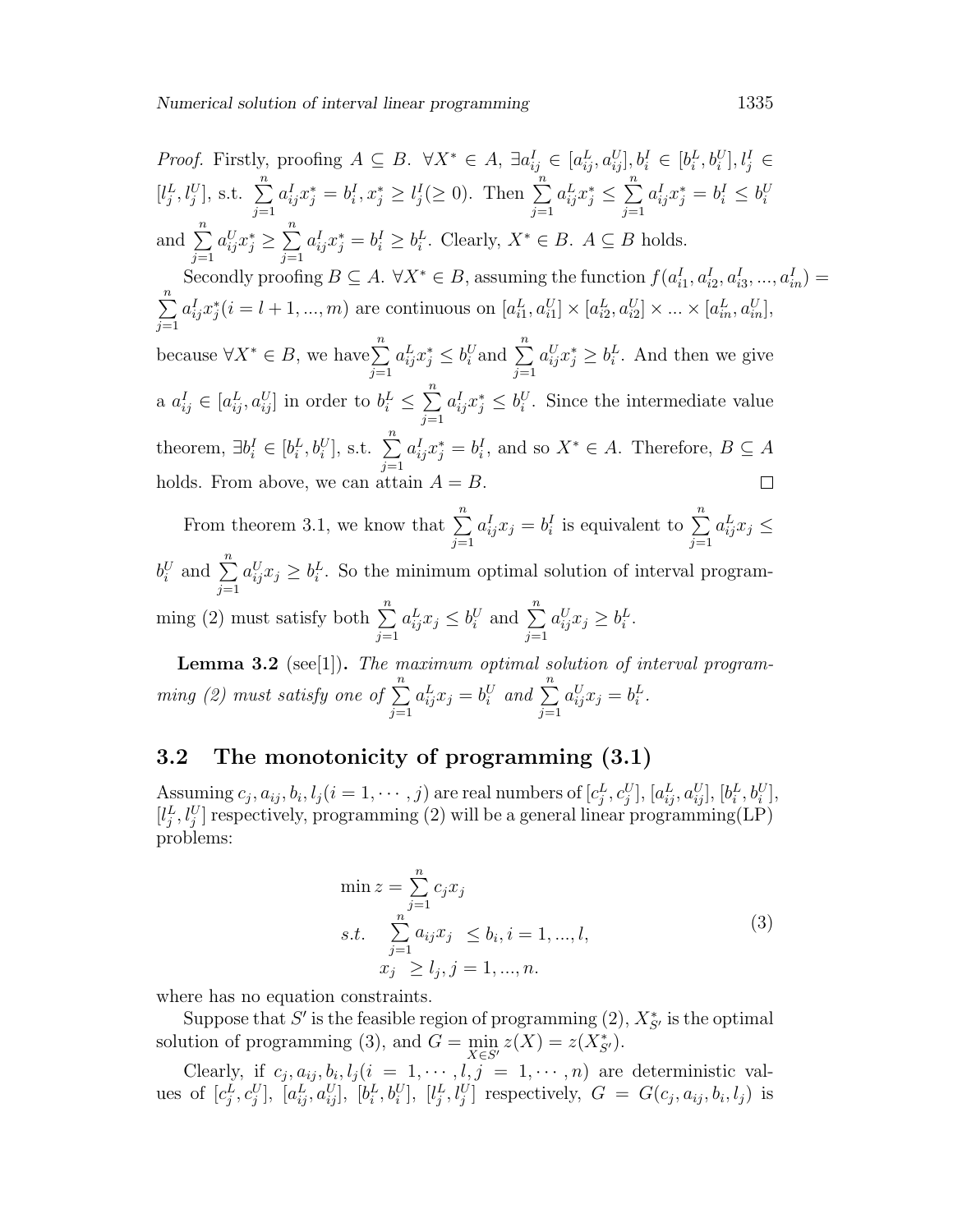*Proof.* Firstly, proofing $A \subseteq B$. $\forall X^* \in A$, $\exists a_{ij}^I \in [a_{ij}^L, a_{ij}^U], b_i^I \in [b_i^L, b_i^U], l_j^I \in [l_j^L, l_j^U]$, s.t. $\sum_{j=1}^n a_{ij}^I x_j^* = b_i^I, x_j^* \geq l_j^I (\geq 0)$. Then $\sum_{j=1}^n a_{ij}^L x_j^* \leq \sum_{j=1}^n a_{ij}^I x_j^* = b_i^I \leq b_i^U$ and $\sum_{j=1}^n a_{ij}^U x_j^* \geq \sum_{j=1}^n a_{ij}^I x_j^* = b_i^I \geq b_i^L$. Clearly, $X^* \in B$. $A \subseteq B$ holds.

Secondly proofing $B \subseteq A$. $\forall X^* \in B$, assuming the function $f(a_{i1}^I, a_{i2}^I, a_{i3}^I, ..., a_{in}^I) = \sum_{j=1}^n a_{ij}^I x_j^* (i = l+1, ..., m)$ are continuous on $[a_{i1}^L, a_{i1}^U] \times [a_{i2}^L, a_{i2}^U] \times ... \times [a_{in}^L, a_{in}^U]$, because $\forall X^* \in B$, we have $\sum_{j=1}^n a_{ij}^L x_j^* \leq b_i^U$ and $\sum_{j=1}^n a_{ij}^U x_j^* \geq b_i^L$. And then we give a $a_{ij}^I \in [a_{ij}^L, a_{ij}^U]$ in order to $b_i^L \leq \sum_{j=1}^n a_{ij}^I x_j^* \leq b_i^U$. Since the intermediate value theorem, $\exists b_i^I \in [b_i^L, b_i^U]$, s.t. $\sum_{j=1}^n a_{ij}^I x_j^* = b_i^I$, and so $X^* \in A$. Therefore, $B \subseteq A$ holds. From above, we can attain $A = B$. $\square$

From theorem 3.1, we know that $\sum_{j=1}^n a_{ij}^I x_j = b_i^I$ is equivalent to $\sum_{j=1}^n a_{ij}^L x_j \leq b_i^U$ and $\sum_{j=1}^n a_{ij}^U x_j \geq b_i^L$. So the minimum optimal solution of interval programming (2) must satisfy both $\sum_{j=1}^n a_{ij}^L x_j \leq b_i^U$ and $\sum_{j=1}^n a_{ij}^U x_j \geq b_i^L$.

**Lemma 3.2** (see[1])**.** *The maximum optimal solution of interval programming (2) must satisfy one of* $\sum_{j=1}^n a_{ij}^L x_j = b_i^U$ *and* $\sum_{j=1}^n a_{ij}^U x_j = b_i^L$.

## 3.2 The monotonicity of programming (3.1)

Assuming $c_j, a_{ij}, b_i, l_j (i = 1, \cdots, j)$ are real numbers of $[c_j^L, c_j^U]$, $[a_{ij}^L, a_{ij}^U]$, $[b_i^L, b_i^U]$, $[l_j^L, l_j^U]$ respectively, programming (2) will be a general linear programming(LP) problems:

$$
\begin{aligned}
\min z &= \sum_{j=1}^n c_j x_j \\
s.t. \quad \sum_{j=1}^n a_{ij} x_j &\leq b_i, i = 1, ..., l, \\
x_j &\geq l_j, j = 1, ..., n.
\end{aligned}
\tag{3}
$$

where has no equation constraints.

Suppose that $S'$ is the feasible region of programming (2), $X_{S'}^*$ is the optimal solution of programming (3), and $G = \min_{X \in S'} z(X) = z(X_{S'}^*)$.

Clearly, if $c_j, a_{ij}, b_i, l_j (i = 1, \cdots, l, j = 1, \cdots, n)$ are deterministic values of $[c_j^L, c_j^U]$, $[a_{ij}^L, a_{ij}^U]$, $[b_i^L, b_i^U]$, $[l_j^L, l_j^U]$ respectively, $G = G(c_j, a_{ij}, b_i, l_j)$ is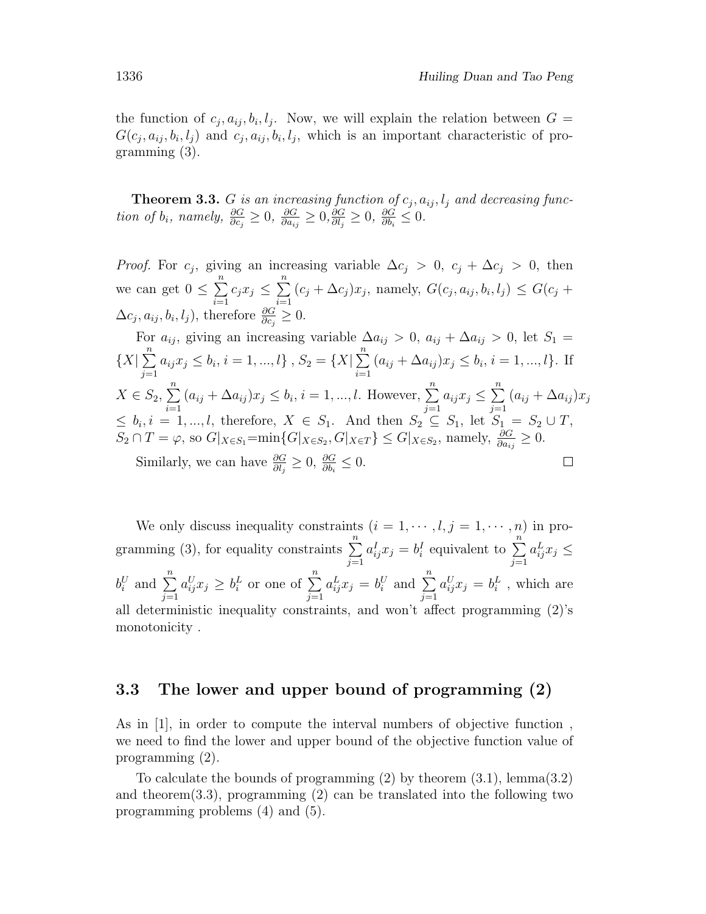the function of $c_j, a_{ij}, b_i, l_j$. Now, we will explain the relation between $G = G(c_j, a_{ij}, b_i, l_j)$ and $c_j, a_{ij}, b_i, l_j$, which is an important characteristic of programming (3).

**Theorem 3.3.** *$G$ is an increasing function of $c_j, a_{ij}, l_j$ and decreasing function of $b_i$, namely,* $\frac{\partial G}{\partial c_j} \geq 0$, $\frac{\partial G}{\partial a_{ij}} \geq 0$, $\frac{\partial G}{\partial l_j} \geq 0$, $\frac{\partial G}{\partial b_i} \leq 0$.

*Proof.* For $c_j$, giving an increasing variable $\Delta c_j > 0$, $c_j + \Delta c_j > 0$, then we can get $0 \leq \sum_{i=1}^{n} c_j x_j \leq \sum_{i=1}^{n} (c_j + \Delta c_j) x_j$, namely, $G(c_j, a_{ij}, b_i, l_j) \leq G(c_j + \Delta c_j, a_{ij}, b_i, l_j)$, therefore $\frac{\partial G}{\partial c_j} \geq 0$.

For $a_{ij}$, giving an increasing variable $\Delta a_{ij} > 0$, $a_{ij} + \Delta a_{ij} > 0$, let $S_1 = \{X | \sum_{j=1}^{n} a_{ij} x_j \leq b_i, i = 1, ..., l\}$ , $S_2 = \{X | \sum_{i=1}^{n} (a_{ij} + \Delta a_{ij}) x_j \leq b_i, i = 1, ..., l\}$. If $X \in S_2$, $\sum_{i=1}^{n} (a_{ij} + \Delta a_{ij}) x_j \leq b_i, i = 1, ..., l$. However, $\sum_{j=1}^{n} a_{ij} x_j \leq \sum_{j=1}^{n} (a_{ij} + \Delta a_{ij}) x_j \leq b_i, i = 1, ..., l$, therefore, $X \in S_1$. And then $S_2 \subseteq S_1$, let $S_1 = S_2 \cup T$, $S_2 \cap T = \varphi$, so $G|_{X \in S_1}$=min$\{G|_{X \in S_2}, G|_{X \in T}\} \leq G|_{X \in S_2}$, namely, $\frac{\partial G}{\partial a_{ij}} \geq 0$.

Similarly, we can have $\frac{\partial G}{\partial l_j} \geq 0$, $\frac{\partial G}{\partial b_i} \leq 0$. □

We only discuss inequality constraints $(i = 1, \cdots, l, j = 1, \cdots, n)$ in programming (3), for equality constraints $\sum_{j=1}^{n} a_{ij}^I x_j = b_i^I$ equivalent to $\sum_{j=1}^{n} a_{ij}^L x_j \leq b_i^U$ and $\sum_{j=1}^{n} a_{ij}^U x_j \geq b_i^L$ or one of $\sum_{j=1}^{n} a_{ij}^L x_j = b_i^U$ and $\sum_{j=1}^{n} a_{ij}^U x_j = b_i^L$ , which are all deterministic inequality constraints, and won't affect programming (2)'s monotonicity .

## 3.3 The lower and upper bound of programming (2)

As in [1], in order to compute the interval numbers of objective function , we need to find the lower and upper bound of the objective function value of programming (2).

To calculate the bounds of programming (2) by theorem (3.1), lemma(3.2) and theorem(3.3), programming (2) can be translated into the following two programming problems (4) and (5).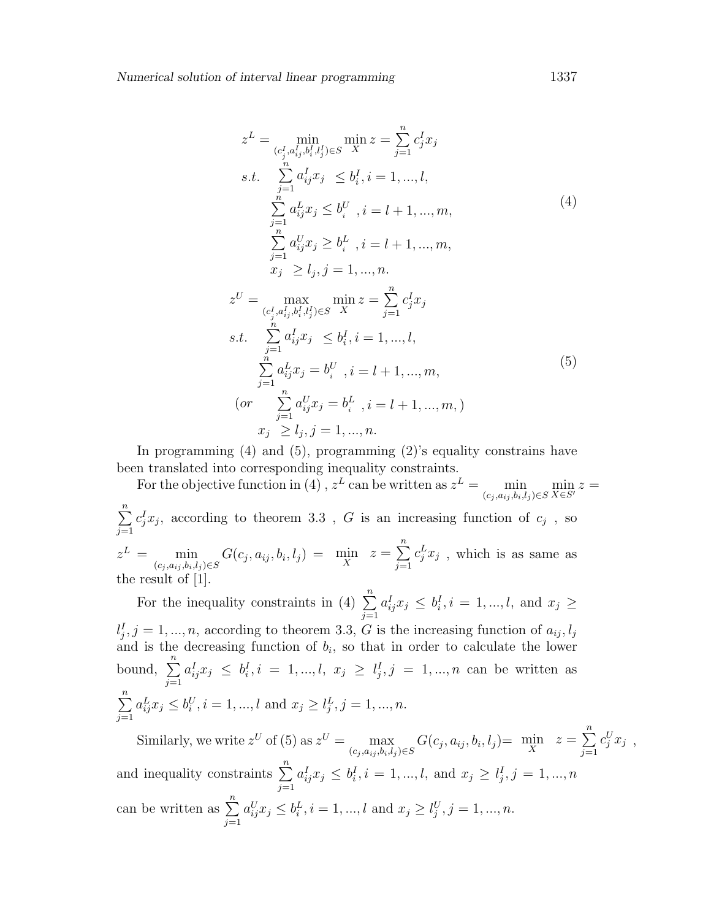$$
\begin{aligned}
z^L = & \min_{(c_j^I, a_{ij}^I, b_i^I, l_j^I) \in S} \min_X z = \sum_{j=1}^{n} c_j^I x_j \\
s.t. \quad & \sum_{j=1}^{n} a_{ij}^I x_j \ \leq b_i^I, i = 1, ..., l, \\
& \sum_{j=1}^{n} a_{ij}^L x_j \leq b_i^U \ \ , i = l+1, ..., m, \\
& \sum_{j=1}^{n} a_{ij}^U x_j \geq b_i^L \ \ , i = l+1, ..., m, \\
& x_j \ \geq l_j, j = 1, ..., n.
\end{aligned} \tag{4}
$$

$$
\begin{aligned}
z^U = & \max_{(c_j^I, a_{ij}^I, b_i^I, l_j^I) \in S} \min_X z = \sum_{j=1}^{n} c_j^I x_j \\
s.t. \quad & \sum_{j=1}^{n} a_{ij}^I x_j \ \leq b_i^I, i = 1, ..., l, \\
& \sum_{j=1}^{n} a_{ij}^L x_j = b_i^U \ \ , i = l+1, ..., m, \\
(or \quad & \sum_{j=1}^{n} a_{ij}^U x_j = b_i^L \ \ , i = l+1, ..., m, ) \\
& x_j \ \geq l_j, j = 1, ..., n.
\end{aligned} \tag{5}
$$

In programming (4) and (5), programming (2)'s equality constrains have been translated into corresponding inequality constraints.

For the objective function in (4) , $z^L$ can be written as $z^L = \min_{(c_j, a_{ij}, b_i, l_j) \in S} \min_{X \in S'} z = \sum_{j=1}^{n} c_j^I x_j$, according to theorem 3.3 , $G$ is an increasing function of $c_j$ , so $z^L = \min_{(c_j, a_{ij}, b_i, l_j) \in S} G(c_j, a_{ij}, b_i, l_j) = \min_X \ z = \sum_{j=1}^{n} c_j^L x_j$ , which is as same as the result of [1].

For the inequality constraints in (4) $\sum_{j=1}^{n} a_{ij}^I x_j \leq b_i^I, i = 1, ..., l,$ and $x_j \geq l_j^I, j = 1, ..., n$, according to theorem 3.3, $G$ is the increasing function of $a_{ij}, l_j$ and is the decreasing function of $b_i$, so that in order to calculate the lower bound, $\sum_{j=1}^{n} a_{ij}^I x_j \leq b_i^I, i = 1, ..., l,$ $x_j \geq l_j^I, j = 1, ..., n$ can be written as $\sum_{j=1}^{n} a_{ij}^L x_j \leq b_i^U, i = 1, ..., l$ and $x_j \geq l_j^L, j = 1, ..., n$.

Similarly, we write $z^U$ of (5) as $z^U = \max_{(c_j, a_{ij}, b_i, l_j) \in S} G(c_j, a_{ij}, b_i, l_j) = \min_X \ z = \sum_{j=1}^{n} c_j^U x_j$ , and inequality constraints $\sum_{j=1}^{n} a_{ij}^I x_j \leq b_i^I, i = 1, ..., l,$ and $x_j \geq l_j^I, j = 1, ..., n$ can be written as $\sum_{j=1}^{n} a_{ij}^U x_j \leq b_i^L, i = 1, ..., l$ and $x_j \geq l_j^U, j = 1, ..., n$.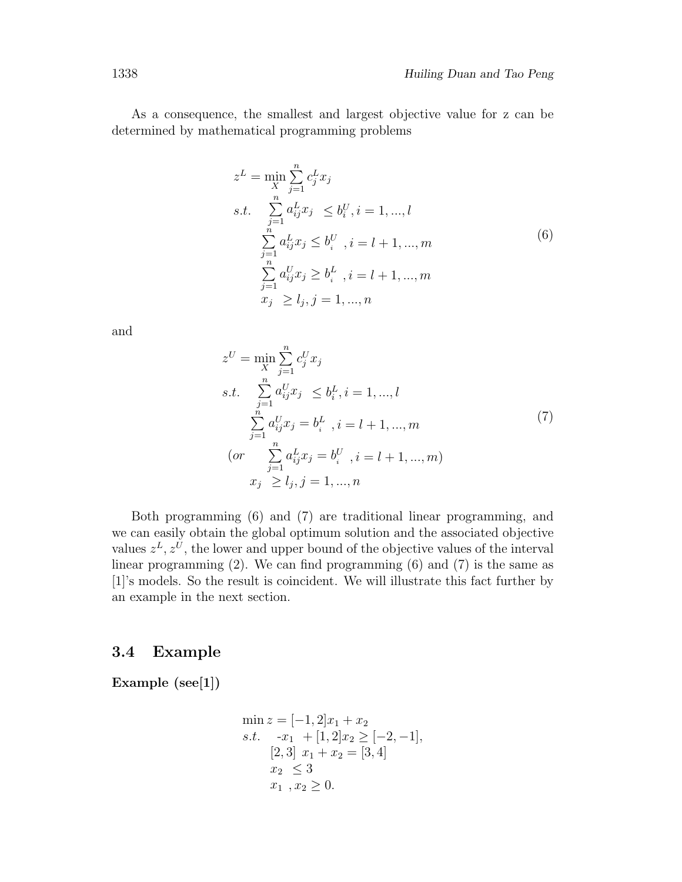As a consequence, the smallest and largest objective value for z can be determined by mathematical programming problems

$$
\begin{aligned}
z^L = \min_X & \sum_{j=1}^{n} c_j^L x_j \\
s.t. \quad & \sum_{j=1}^{n} a_{ij}^L x_j \le b_i^U, i = 1, ..., l \\
& \sum_{j=1}^{n} a_{ij}^L x_j \le b_i^U \ , i = l+1, ..., m \\
& \sum_{j=1}^{n} a_{ij}^U x_j \ge b_i^L \ , i = l+1, ..., m \\
& x_j \ \ge l_j, j = 1, ..., n
\end{aligned}
\tag{6}
$$

and

$$
\begin{aligned}
z^U = \min_X & \sum_{j=1}^{n} c_j^U x_j \\
s.t. \quad & \sum_{j=1}^{n} a_{ij}^U x_j \le b_i^L, i = 1, ..., l \\
& \sum_{j=1}^{n} a_{ij}^U x_j = b_i^L \ , i = l+1, ..., m \\
(or \quad & \sum_{j=1}^{n} a_{ij}^L x_j = b_i^U \ , i = l+1, ..., m) \\
& x_j \ \ge l_j, j = 1, ..., n
\end{aligned}
\tag{7}
$$

Both programming (6) and (7) are traditional linear programming, and we can easily obtain the global optimum solution and the associated objective values $z^L, z^U$, the lower and upper bound of the objective values of the interval linear programming (2). We can find programming (6) and (7) is the same as [1]'s models. So the result is coincident. We will illustrate this fact further by an example in the next section.

### 3.4 Example

**Example (see[1])**

$$
\begin{aligned}
\min z = & [-1, 2]x_1 + x_2 \\
s.t. \quad & -x_1 \ + [1, 2]x_2 \ge [-2, -1], \\
& [2, 3] \ x_1 + x_2 = [3, 4] \\
& x_2 \ \le 3 \\
& x_1 \ , x_2 \ge 0.
\end{aligned}
$$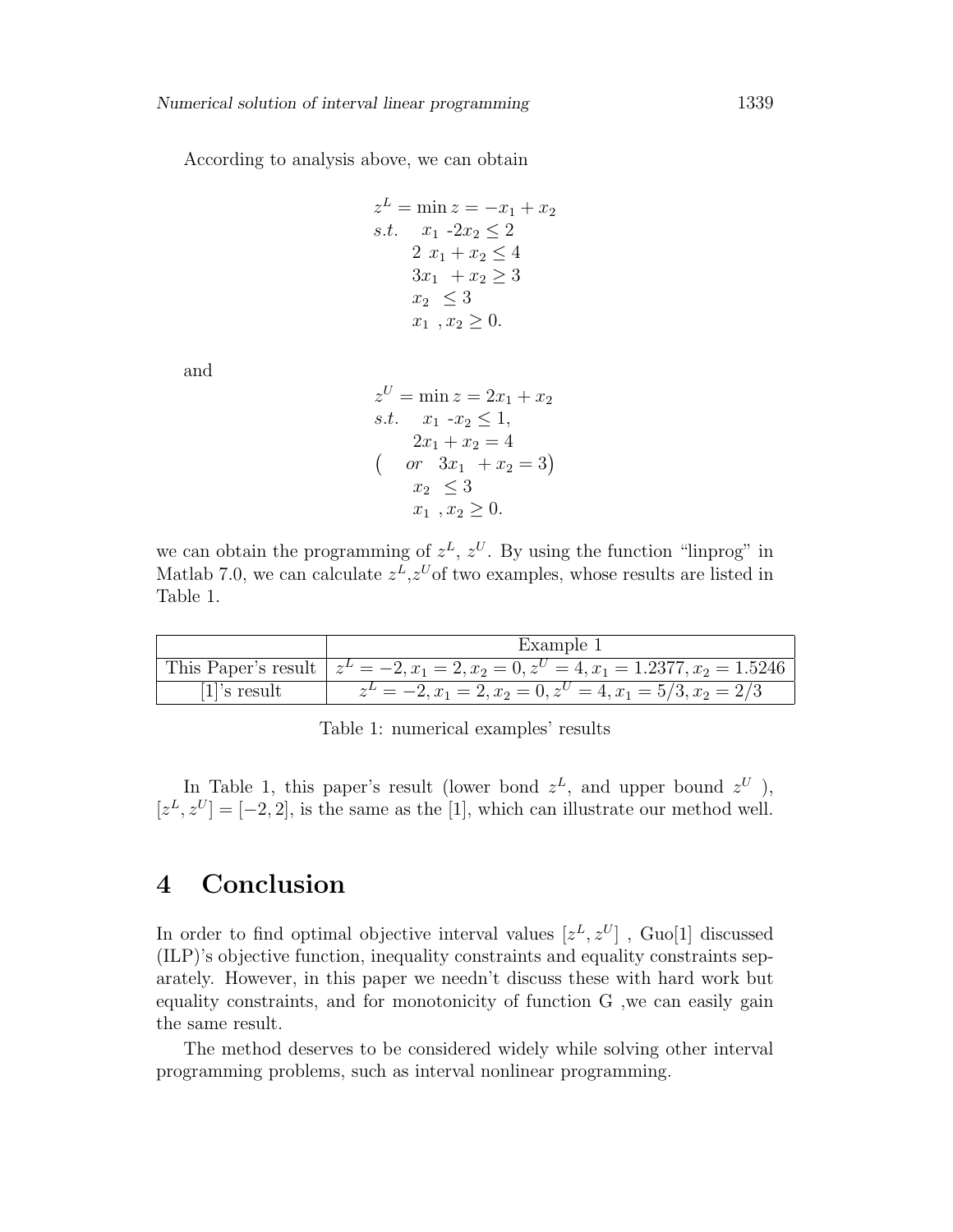According to analysis above, we can obtain

$$
\begin{aligned}
z^L = \min z &= -x_1 + x_2 \\
s.t. \quad & x_1 - 2x_2 \leq 2 \\
& 2\ x_1 + x_2 \leq 4 \\
& 3x_1 \ + x_2 \geq 3 \\
& x_2 \ \leq 3 \\
& x_1 \ , x_2 \geq 0.
\end{aligned}
$$

and

$$
\begin{aligned}
z^U = \min z &= 2x_1 + x_2 \\
s.t. \quad & x_1 - x_2 \leq 1, \\
& 2x_1 + x_2 = 4 \\
\big( \quad & or \quad 3x_1 \ + x_2 = 3 \big) \\
& x_2 \ \leq 3 \\
& x_1 \ , x_2 \geq 0.
\end{aligned}
$$

we can obtain the programming of $z^L$, $z^U$. By using the function "linprog" in Matlab 7.0, we can calculate $z^L$,$z^U$of two examples, whose results are listed in Table 1.

| | Example 1 |
|---|---|
| This Paper's result | $z^L = -2, x_1 = 2, x_2 = 0, z^U = 4, x_1 = 1.2377, x_2 = 1.5246$ |
| [1]'s result | $z^L = -2, x_1 = 2, x_2 = 0, z^U = 4, x_1 = 5/3, x_2 = 2/3$ |

Table 1: numerical examples' results

In Table 1, this paper's result (lower bond $z^L$, and upper bound $z^U$ ), $[z^L, z^U] = [-2, 2]$, is the same as the [1], which can illustrate our method well.

# 4 Conclusion

In order to find optimal objective interval values $[z^L, z^U]$ , Guo[1] discussed (ILP)'s objective function, inequality constraints and equality constraints separately. However, in this paper we needn't discuss these with hard work but equality constraints, and for monotonicity of function G ,we can easily gain the same result.

The method deserves to be considered widely while solving other interval programming problems, such as interval nonlinear programming.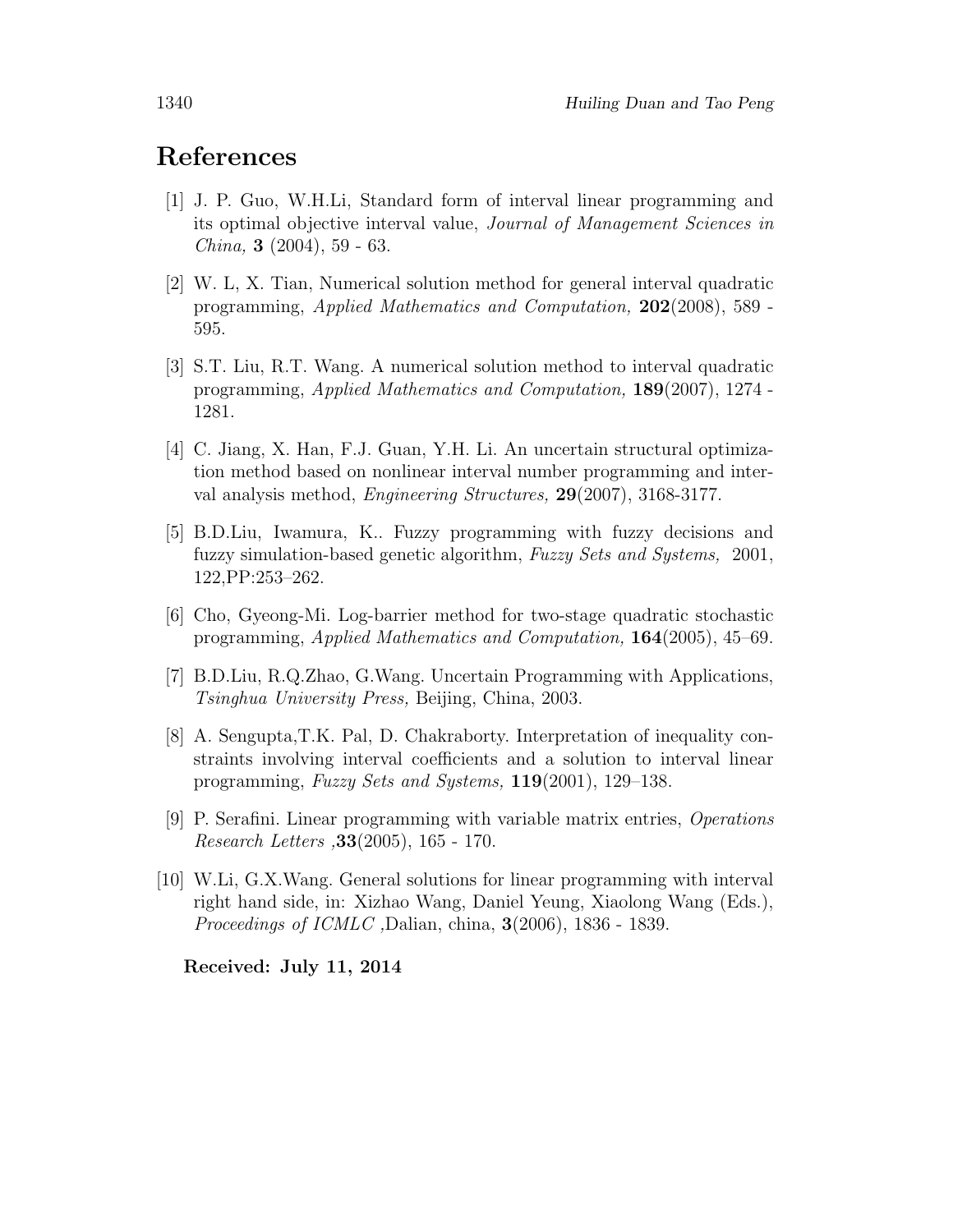## References

[1] J. P. Guo, W.H.Li, Standard form of interval linear programming and its optimal objective interval value, *Journal of Management Sciences in China,* **3** (2004), 59 - 63.

[2] W. L, X. Tian, Numerical solution method for general interval quadratic programming, *Applied Mathematics and Computation,* **202**(2008), 589 - 595.

[3] S.T. Liu, R.T. Wang. A numerical solution method to interval quadratic programming, *Applied Mathematics and Computation,* **189**(2007), 1274 - 1281.

[4] C. Jiang, X. Han, F.J. Guan, Y.H. Li. An uncertain structural optimization method based on nonlinear interval number programming and interval analysis method, *Engineering Structures,* **29**(2007), 3168-3177.

[5] B.D.Liu, Iwamura, K.. Fuzzy programming with fuzzy decisions and fuzzy simulation-based genetic algorithm, *Fuzzy Sets and Systems,* 2001, 122,PP:253–262.

[6] Cho, Gyeong-Mi. Log-barrier method for two-stage quadratic stochastic programming, *Applied Mathematics and Computation,* **164**(2005), 45–69.

[7] B.D.Liu, R.Q.Zhao, G.Wang. Uncertain Programming with Applications, *Tsinghua University Press,* Beijing, China, 2003.

[8] A. Sengupta,T.K. Pal, D. Chakraborty. Interpretation of inequality constraints involving interval coefficients and a solution to interval linear programming, *Fuzzy Sets and Systems,* **119**(2001), 129–138.

[9] P. Serafini. Linear programming with variable matrix entries, *Operations Research Letters* ,**33**(2005), 165 - 170.

[10] W.Li, G.X.Wang. General solutions for linear programming with interval right hand side, in: Xizhao Wang, Daniel Yeung, Xiaolong Wang (Eds.), *Proceedings of ICMLC* ,Dalian, china, **3**(2006), 1836 - 1839.

**Received: July 11, 2014**